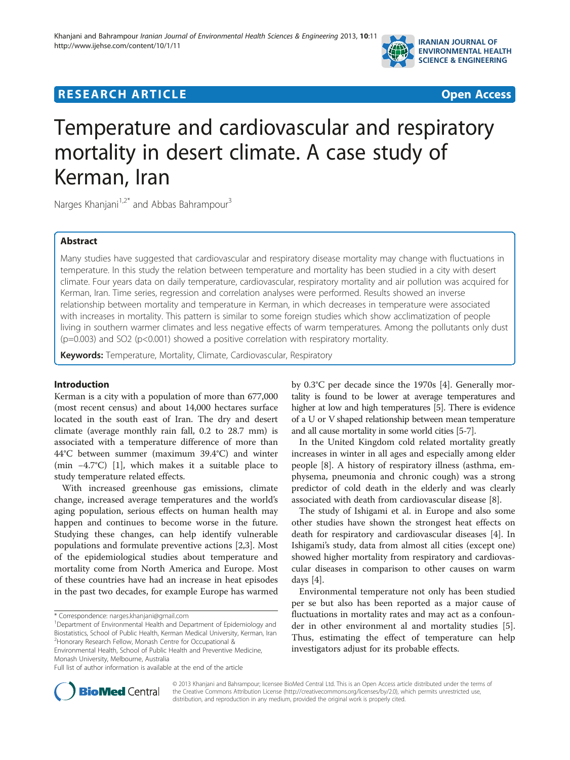RESEARCH ARTICLE

Open Access

# Temperature and cardiovascular and respiratory mortality in desert climate. A case study of Kerman, Iran

Narges Khanjani[1,2*] and Abbas Bahrampour[3]

## Abstract

Many studies have suggested that cardiovascular and respiratory disease mortality may change with fluctuations in temperature. In this study the relation between temperature and mortality has been studied in a city with desert climate. Four years data on daily temperature, cardiovascular, respiratory mortality and air pollution was acquired for Kerman, Iran. Time series, regression and correlation analyses were performed. Results showed an inverse relationship between mortality and temperature in Kerman, in which decreases in temperature were associated with increases in mortality. This pattern is similar to some foreign studies which show acclimatization of people living in southern warmer climates and less negative effects of warm temperatures. Among the pollutants only dust ($p=0.003$) and $SO_2$ ($p<0.001$) showed a positive correlation with respiratory mortality.

**Keywords:** Temperature, Mortality, Climate, Cardiovascular, Respiratory

## Introduction

Kerman is a city with a population of more than 677,000 (most recent census) and about 14,000 hectares surface located in the south east of Iran. The dry and desert climate (average monthly rain fall, 0.2 to 28.7 mm) is associated with a temperature difference of more than 44°C between summer (maximum 39.4°C) and winter (min −4.7°C) [1], which makes it a suitable place to study temperature related effects.

With increased greenhouse gas emissions, climate change, increased average temperatures and the world's aging population, serious effects on human health may happen and continues to become worse in the future. Studying these changes, can help identify vulnerable populations and formulate preventive actions [2,3]. Most of the epidemiological studies about temperature and mortality come from North America and Europe. Most of these countries have had an increase in heat episodes in the past two decades, for example Europe has warmed by 0.3°C per decade since the 1970s [4]. Generally mortality is found to be lower at average temperatures and higher at low and high temperatures [5]. There is evidence of a U or V shaped relationship between mean temperature and all cause mortality in some world cities [5-7].

In the United Kingdom cold related mortality greatly increases in winter in all ages and especially among elder people [8]. A history of respiratory illness (asthma, emphysema, pneumonia and chronic cough) was a strong predictor of cold death in the elderly and was clearly associated with death from cardiovascular disease [8].

The study of Ishigami et al. in Europe and also some other studies have shown the strongest heat effects on death for respiratory and cardiovascular diseases [4]. In Ishigami's study, data from almost all cities (except one) showed higher mortality from respiratory and cardiovascular diseases in comparison to other causes on warm days [4].

Environmental temperature not only has been studied per se but also has been reported as a major cause of fluctuations in mortality rates and may act as a confounder in other environment al and mortality studies [5]. Thus, estimating the effect of temperature can help investigators adjust for its probable effects.

\* Correspondence: narges.khanjani@gmail.com

[1]Department of Environmental Health and Department of Epidemiology and Biostatistics, School of Public Health, Kerman Medical University, Kerman, Iran

[2]Honorary Research Fellow, Monash Centre for Occupational & Environmental Health, School of Public Health and Preventive Medicine, Monash University, Melbourne, Australia

Full list of author information is available at the end of the article

© 2013 Khanjani and Bahrampour; licensee BioMed Central Ltd. This is an Open Access article distributed under the terms of the Creative Commons Attribution License (http://creativecommons.org/licenses/by/2.0), which permits unrestricted use, distribution, and reproduction in any medium, provided the original work is properly cited.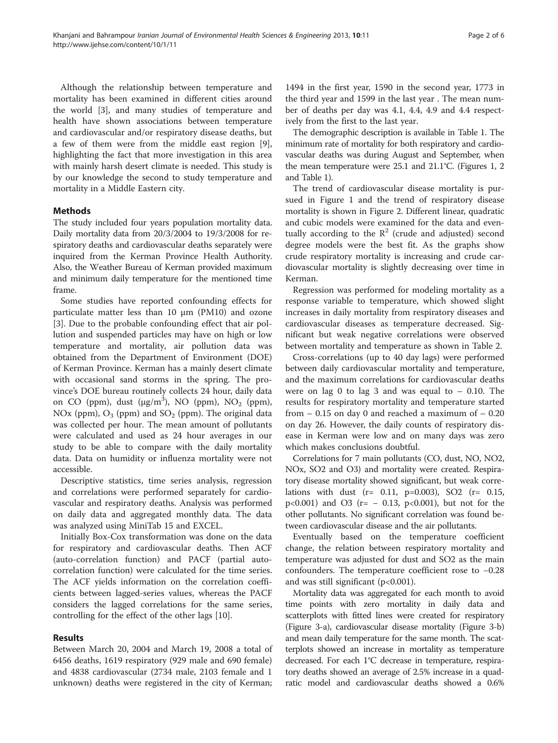Although the relationship between temperature and mortality has been examined in different cities around the world [3], and many studies of temperature and health have shown associations between temperature and cardiovascular and/or respiratory disease deaths, but a few of them were from the middle east region [9], highlighting the fact that more investigation in this area with mainly harsh desert climate is needed. This study is by our knowledge the second to study temperature and mortality in a Middle Eastern city.

## Methods

The study included four years population mortality data. Daily mortality data from 20/3/2004 to 19/3/2008 for respiratory deaths and cardiovascular deaths separately were inquired from the Kerman Province Health Authority. Also, the Weather Bureau of Kerman provided maximum and minimum daily temperature for the mentioned time frame.

Some studies have reported confounding effects for particulate matter less than 10 μm (PM10) and ozone [3]. Due to the probable confounding effect that air pollution and suspended particles may have on high or low temperature and mortality, air pollution data was obtained from the Department of Environment (DOE) of Kerman Province. Kerman has a mainly desert climate with occasional sand storms in the spring. The province's DOE bureau routinely collects 24 hour, daily data on CO (ppm), dust (μg/m$^3$), NO (ppm), $NO_2$ (ppm), NOx (ppm), $O_3$ (ppm) and $SO_2$ (ppm). The original data was collected per hour. The mean amount of pollutants were calculated and used as 24 hour averages in our study to be able to compare with the daily mortality data. Data on humidity or influenza mortality were not accessible.

Descriptive statistics, time series analysis, regression and correlations were performed separately for cardiovascular and respiratory deaths. Analysis was performed on daily data and aggregated monthly data. The data was analyzed using MiniTab 15 and EXCEL.

Initially Box-Cox transformation was done on the data for respiratory and cardiovascular deaths. Then ACF (auto-correlation function) and PACF (partial autocorrelation function) were calculated for the time series. The ACF yields information on the correlation coefficients between lagged-series values, whereas the PACF considers the lagged correlations for the same series, controlling for the effect of the other lags [10].

## Results

Between March 20, 2004 and March 19, 2008 a total of 6456 deaths, 1619 respiratory (929 male and 690 female) and 4838 cardiovascular (2734 male, 2103 female and 1 unknown) deaths were registered in the city of Kerman; 1494 in the first year, 1590 in the second year, 1773 in the third year and 1599 in the last year . The mean number of deaths per day was 4.1, 4.4, 4.9 and 4.4 respectively from the first to the last year.

The demographic description is available in Table 1. The minimum rate of mortality for both respiratory and cardiovascular deaths was during August and September, when the mean temperature were 25.1 and 21.1°C. (Figures 1, 2 and Table 1).

The trend of cardiovascular disease mortality is pursued in Figure 1 and the trend of respiratory disease mortality is shown in Figure 2. Different linear, quadratic and cubic models were examined for the data and eventually according to the $R^2$ (crude and adjusted) second degree models were the best fit. As the graphs show crude respiratory mortality is increasing and crude cardiovascular mortality is slightly decreasing over time in Kerman.

Regression was performed for modeling mortality as a response variable to temperature, which showed slight increases in daily mortality from respiratory diseases and cardiovascular diseases as temperature decreased. Significant but weak negative correlations were observed between mortality and temperature as shown in Table 2.

Cross-correlations (up to 40 day lags) were performed between daily cardiovascular mortality and temperature, and the maximum correlations for cardiovascular deaths were on lag 0 to lag 3 and was equal to − 0.10. The results for respiratory mortality and temperature started from − 0.15 on day 0 and reached a maximum of − 0.20 on day 26. However, the daily counts of respiratory disease in Kerman were low and on many days was zero which makes conclusions doubtful.

Correlations for 7 main pollutants (CO, dust, NO, NO2, NOx, SO2 and O3) and mortality were created. Respiratory disease mortality showed significant, but weak correlations with dust ($r= 0.11$, $p=0.003$), SO2 ($r= 0.15$, $p<0.001$) and O3 ($r= -0.13$, $p<0.001$), but not for the other pollutants. No significant correlation was found between cardiovascular disease and the air pollutants.

Eventually based on the temperature coefficient change, the relation between respiratory mortality and temperature was adjusted for dust and SO2 as the main confounders. The temperature coefficient rose to −0.28 and was still significant ($p<0.001$).

Mortality data was aggregated for each month to avoid time points with zero mortality in daily data and scatterplots with fitted lines were created for respiratory (Figure 3-a), cardiovascular disease mortality (Figure 3-b) and mean daily temperature for the same month. The scatterplots showed an increase in mortality as temperature decreased. For each 1°C decrease in temperature, respiratory deaths showed an average of 2.5% increase in a quadratic model and cardiovascular deaths showed a 0.6%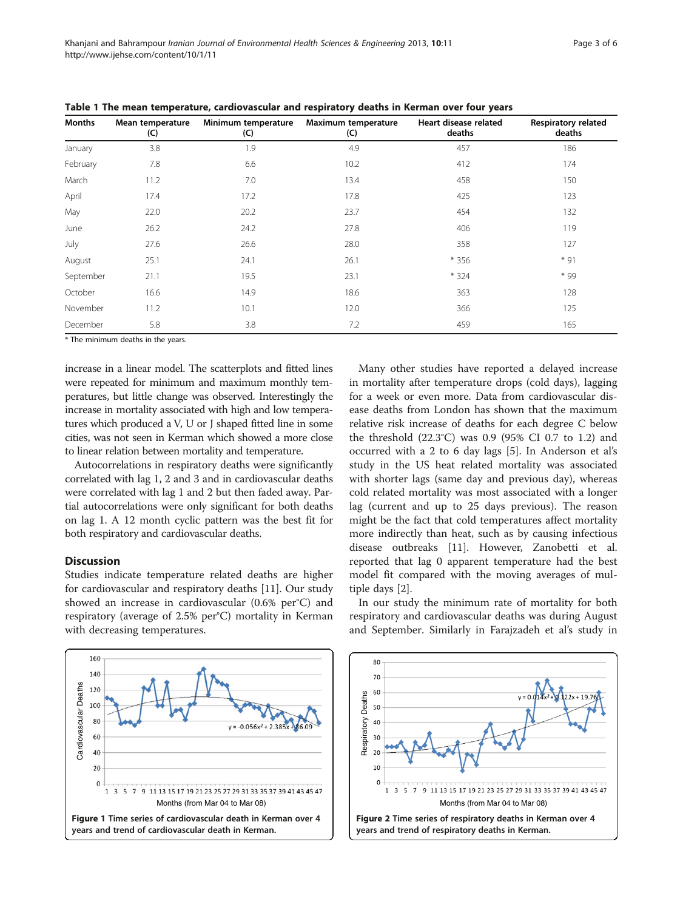**Table 1 The mean temperature, cardiovascular and respiratory deaths in Kerman over four years**

| Months | Mean temperature (C) | Minimum temperature (C) | Maximum temperature (C) | Heart disease related deaths | Respiratory related deaths |
|---|---|---|---|---|---|
| January | 3.8 | 1.9 | 4.9 | 457 | 186 |
| February | 7.8 | 6.6 | 10.2 | 412 | 174 |
| March | 11.2 | 7.0 | 13.4 | 458 | 150 |
| April | 17.4 | 17.2 | 17.8 | 425 | 123 |
| May | 22.0 | 20.2 | 23.7 | 454 | 132 |
| June | 26.2 | 24.2 | 27.8 | 406 | 119 |
| July | 27.6 | 26.6 | 28.0 | 358 | 127 |
| August | 25.1 | 24.1 | 26.1 | * 356 | * 91 |
| September | 21.1 | 19.5 | 23.1 | * 324 | * 99 |
| October | 16.6 | 14.9 | 18.6 | 363 | 128 |
| November | 11.2 | 10.1 | 12.0 | 366 | 125 |
| December | 5.8 | 3.8 | 7.2 | 459 | 165 |

* The minimum deaths in the years.

increase in a linear model. The scatterplots and fitted lines were repeated for minimum and maximum monthly temperatures, but little change was observed. Interestingly the increase in mortality associated with high and low temperatures which produced a V, U or J shaped fitted line in some cities, was not seen in Kerman which showed a more close to linear relation between mortality and temperature.

Autocorrelations in respiratory deaths were significantly correlated with lag 1, 2 and 3 and in cardiovascular deaths were correlated with lag 1 and 2 but then faded away. Partial autocorrelations were only significant for both deaths on lag 1. A 12 month cyclic pattern was the best fit for both respiratory and cardiovascular deaths.

## Discussion

Studies indicate temperature related deaths are higher for cardiovascular and respiratory deaths [11]. Our study showed an increase in cardiovascular (0.6% per°C) and respiratory (average of 2.5% per°C) mortality in Kerman with decreasing temperatures.

Many other studies have reported a delayed increase in mortality after temperature drops (cold days), lagging for a week or even more. Data from cardiovascular disease deaths from London has shown that the maximum relative risk increase of deaths for each degree C below the threshold (22.3°C) was 0.9 (95% CI 0.7 to 1.2) and occurred with a 2 to 6 day lags [5]. In Anderson et al's study in the US heat related mortality was associated with shorter lags (same day and previous day), whereas cold related mortality was most associated with a longer lag (current and up to 25 days previous). The reason might be the fact that cold temperatures affect mortality more indirectly than heat, such as by causing infectious disease outbreaks [11]. However, Zanobetti et al. reported that lag 0 apparent temperature had the best model fit compared with the moving averages of multiple days [2].

In our study the minimum rate of mortality for both respiratory and cardiovascular deaths was during August and September. Similarly in Farajzadeh et al's study in

**Figure 1** Time series of cardiovascular death in Kerman over 4 years and trend of cardiovascular death in Kerman.

**Figure 2** Time series of respiratory deaths in Kerman over 4 years and trend of respiratory deaths in Kerman.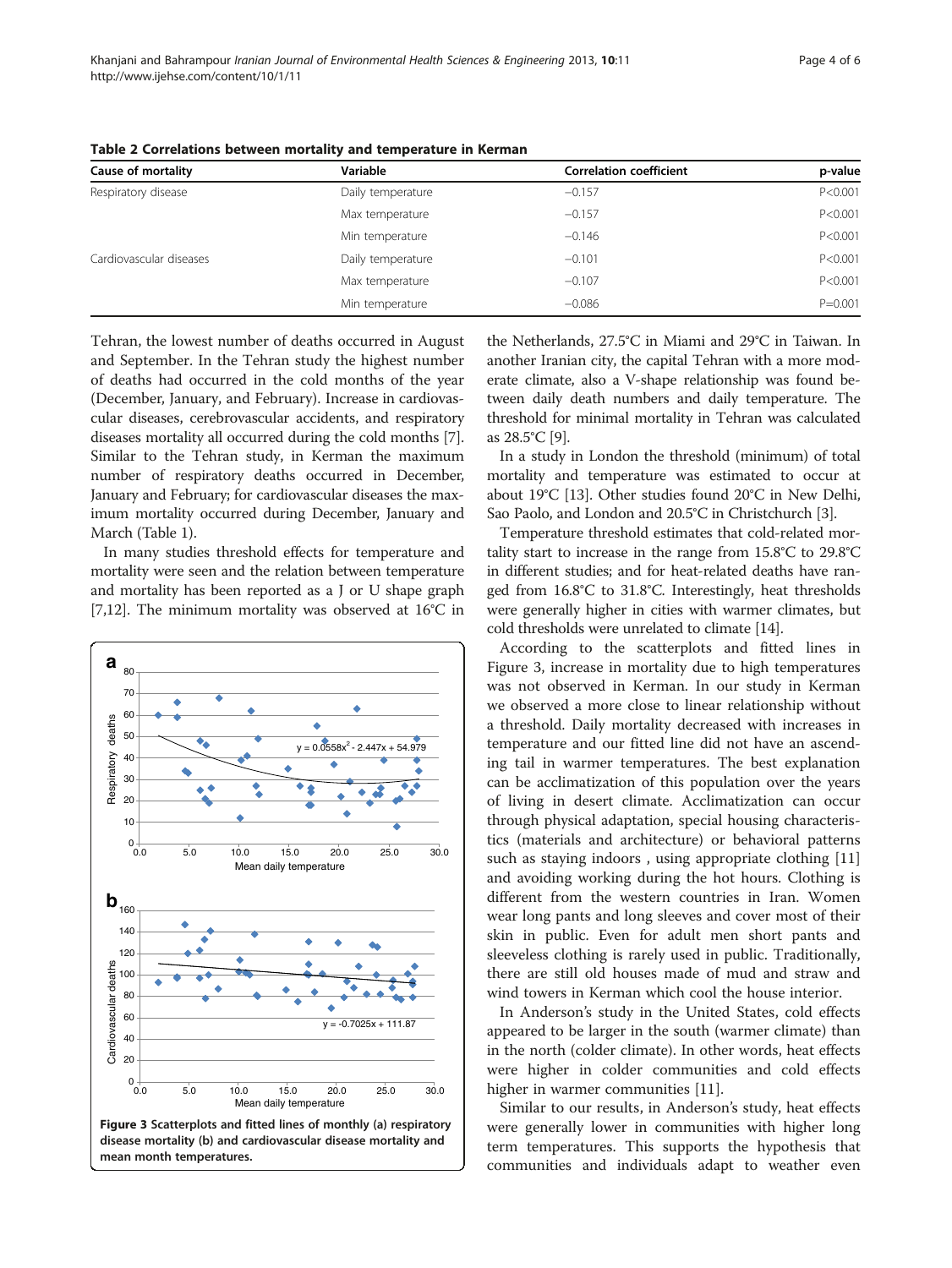**Table 2 Correlations between mortality and temperature in Kerman**

| Cause of mortality | Variable | Correlation coefficient | p-value |
|---|---|---|---|
| Respiratory disease | Daily temperature | −0.157 | P<0.001 |
| | Max temperature | −0.157 | P<0.001 |
| | Min temperature | −0.146 | P<0.001 |
| Cardiovascular diseases | Daily temperature | −0.101 | P<0.001 |
| | Max temperature | −0.107 | P<0.001 |
| | Min temperature | −0.086 | P=0.001 |

Tehran, the lowest number of deaths occurred in August and September. In the Tehran study the highest number of deaths had occurred in the cold months of the year (December, January, and February). Increase in cardiovascular diseases, cerebrovascular accidents, and respiratory diseases mortality all occurred during the cold months [7]. Similar to the Tehran study, in Kerman the maximum number of respiratory deaths occurred in December, January and February; for cardiovascular diseases the maximum mortality occurred during December, January and March (Table 1).

In many studies threshold effects for temperature and mortality were seen and the relation between temperature and mortality has been reported as a J or U shape graph [7,12]. The minimum mortality was observed at 16°C in the Netherlands, 27.5°C in Miami and 29°C in Taiwan. In another Iranian city, the capital Tehran with a more moderate climate, also a V-shape relationship was found between daily death numbers and daily temperature. The threshold for minimal mortality in Tehran was calculated as 28.5°C [9].

In a study in London the threshold (minimum) of total mortality and temperature was estimated to occur at about 19°C [13]. Other studies found 20°C in New Delhi, Sao Paolo, and London and 20.5°C in Christchurch [3].

Temperature threshold estimates that cold-related mortality start to increase in the range from 15.8°C to 29.8°C in different studies; and for heat-related deaths have ranged from 16.8°C to 31.8°C. Interestingly, heat thresholds were generally higher in cities with warmer climates, but cold thresholds were unrelated to climate [14].

According to the scatterplots and fitted lines in Figure 3, increase in mortality due to high temperatures was not observed in Kerman. In our study in Kerman we observed a more close to linear relationship without a threshold. Daily mortality decreased with increases in temperature and our fitted line did not have an ascending tail in warmer temperatures. The best explanation can be acclimatization of this population over the years of living in desert climate. Acclimatization can occur through physical adaptation, special housing characteristics (materials and architecture) or behavioral patterns such as staying indoors , using appropriate clothing [11] and avoiding working during the hot hours. Clothing is different from the western countries in Iran. Women wear long pants and long sleeves and cover most of their skin in public. Even for adult men short pants and sleeveless clothing is rarely used in public. Traditionally, there are still old houses made of mud and straw and wind towers in Kerman which cool the house interior.

In Anderson's study in the United States, cold effects appeared to be larger in the south (warmer climate) than in the north (colder climate). In other words, heat effects were higher in colder communities and cold effects higher in warmer communities [11].

Similar to our results, in Anderson's study, heat effects were generally lower in communities with higher long term temperatures. This supports the hypothesis that communities and individuals adapt to weather even

**Figure 3** Scatterplots and fitted lines of monthly (a) respiratory disease mortality (b) and cardiovascular disease mortality and mean month temperatures.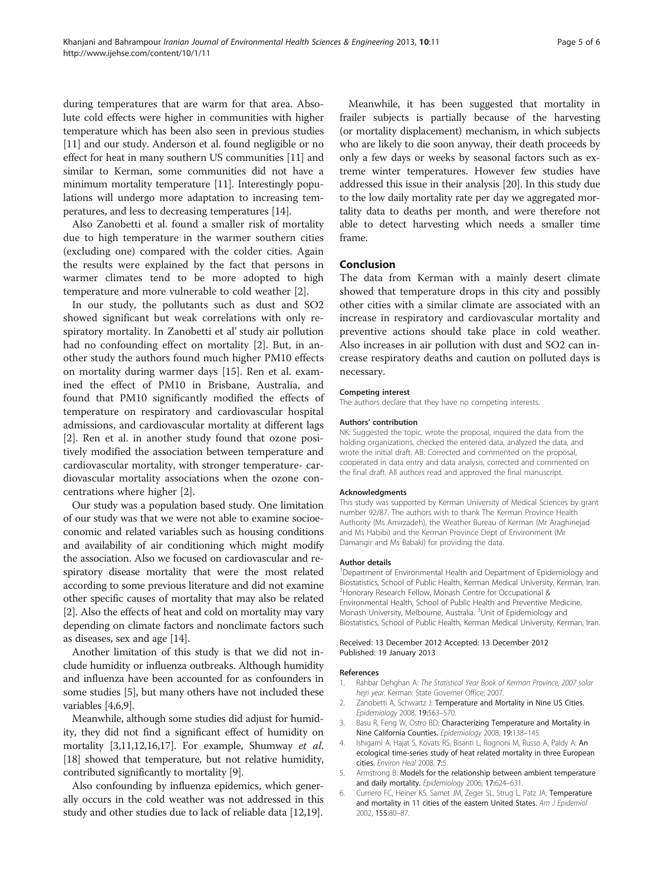during temperatures that are warm for that area. Absolute cold effects were higher in communities with higher temperature which has been also seen in previous studies [11] and our study. Anderson et al. found negligible or no effect for heat in many southern US communities [11] and similar to Kerman, some communities did not have a minimum mortality temperature [11]. Interestingly populations will undergo more adaptation to increasing temperatures, and less to decreasing temperatures [14].

Also Zanobetti et al. found a smaller risk of mortality due to high temperature in the warmer southern cities (excluding one) compared with the colder cities. Again the results were explained by the fact that persons in warmer climates tend to be more adopted to high temperature and more vulnerable to cold weather [2].

In our study, the pollutants such as dust and SO2 showed significant but weak correlations with only respiratory mortality. In Zanobetti et al' study air pollution had no confounding effect on mortality [2]. But, in another study the authors found much higher PM10 effects on mortality during warmer days [15]. Ren et al. examined the effect of PM10 in Brisbane, Australia, and found that PM10 significantly modified the effects of temperature on respiratory and cardiovascular hospital admissions, and cardiovascular mortality at different lags [2]. Ren et al. in another study found that ozone positively modified the association between temperature and cardiovascular mortality, with stronger temperature- cardiovascular mortality associations when the ozone concentrations where higher [2].

Our study was a population based study. One limitation of our study was that we were not able to examine socioeconomic and related variables such as housing conditions and availability of air conditioning which might modify the association. Also we focused on cardiovascular and respiratory disease mortality that were the most related according to some previous literature and did not examine other specific causes of mortality that may also be related [2]. Also the effects of heat and cold on mortality may vary depending on climate factors and nonclimate factors such as diseases, sex and age [14].

Another limitation of this study is that we did not include humidity or influenza outbreaks. Although humidity and influenza have been accounted for as confounders in some studies [5], but many others have not included these variables [4,6,9].

Meanwhile, although some studies did adjust for humidity, they did not find a significant effect of humidity on mortality [3,11,12,16,17]. For example, Shumway *et al*. [18] showed that temperature, but not relative humidity, contributed significantly to mortality [9].

Also confounding by influenza epidemics, which generally occurs in the cold weather was not addressed in this study and other studies due to lack of reliable data [12,19].

Meanwhile, it has been suggested that mortality in frailer subjects is partially because of the harvesting (or mortality displacement) mechanism, in which subjects who are likely to die soon anyway, their death proceeds by only a few days or weeks by seasonal factors such as extreme winter temperatures. However few studies have addressed this issue in their analysis [20]. In this study due to the low daily mortality rate per day we aggregated mortality data to deaths per month, and were therefore not able to detect harvesting which needs a smaller time frame.

## Conclusion

The data from Kerman with a mainly desert climate showed that temperature drops in this city and possibly other cities with a similar climate are associated with an increase in respiratory and cardiovascular mortality and preventive actions should take place in cold weather. Also increases in air pollution with dust and SO2 can increase respiratory deaths and caution on polluted days is necessary.

#### Competing interest

The authors declare that they have no competing interests.

#### Authors' contribution

NK: Suggested the topic, wrote the proposal, inquired the data from the holding organizations, checked the entered data, analyzed the data, and wrote the initial draft. AB: Corrected and commented on the proposal, cooperated in data entry and data analysis, corrected and commented on the final draft. All authors read and approved the final manuscript.

#### Acknowledgments

This study was supported by Kerman University of Medical Sciences by grant number 92/87. The authors wish to thank The Kerman Province Health Authority (Ms Amirzadeh), the Weather Bureau of Kerman (Mr Araghinejad and Ms Habibi) and the Kerman Province Dept of Environment (Mr Damangir and Ms Babaki) for providing the data.

#### Author details

[1]Department of Environmental Health and Department of Epidemiology and Biostatistics, School of Public Health, Kerman Medical University, Kerman, Iran. [2]Honorary Research Fellow, Monash Centre for Occupational & Environmental Health, School of Public Health and Preventive Medicine, Monash University, Melbourne, Australia. [3]Unit of Epidemiology and Biostatistics, School of Public Health, Kerman Medical University, Kerman, Iran.

Received: 13 December 2012 Accepted: 13 December 2012
Published: 19 January 2013

#### References

1. Rahbar Dehghan A: *The Statistical Year Book of Kerman Province, 2007 solar hejri year*. Kerman: State Governer Office; 2007.
2. Zanobetti A, Schwartz J: **Temperature and Mortality in Nine US Cities.** *Epidemiology* 2008, **19:**563–570.
3. Basu R, Feng W, Ostro BD: **Characterizing Temperature and Mortality in Nine California Counties.** *Epidemiology* 2008, **19:**138–145.
4. Ishigami A, Hajat S, Kovats RS, Bisanti L, Rognoni M, Russo A, Paldy A: **An ecological time-series study of heat related mortality in three European cities.** *Environ Heal* 2008, **7:**5.
5. Armstrong B: **Models for the relationship between ambient temperature and daily mortality.** *Epidemiology* 2006, **17:**624–631.
6. Curriero FC, Heiner KS, Samet JM, Zeger SL, Strug L, Patz JA: **Temperature and mortality in 11 cities of the eastern United States.** *Am J Epidemiol* 2002, **155:**80–87.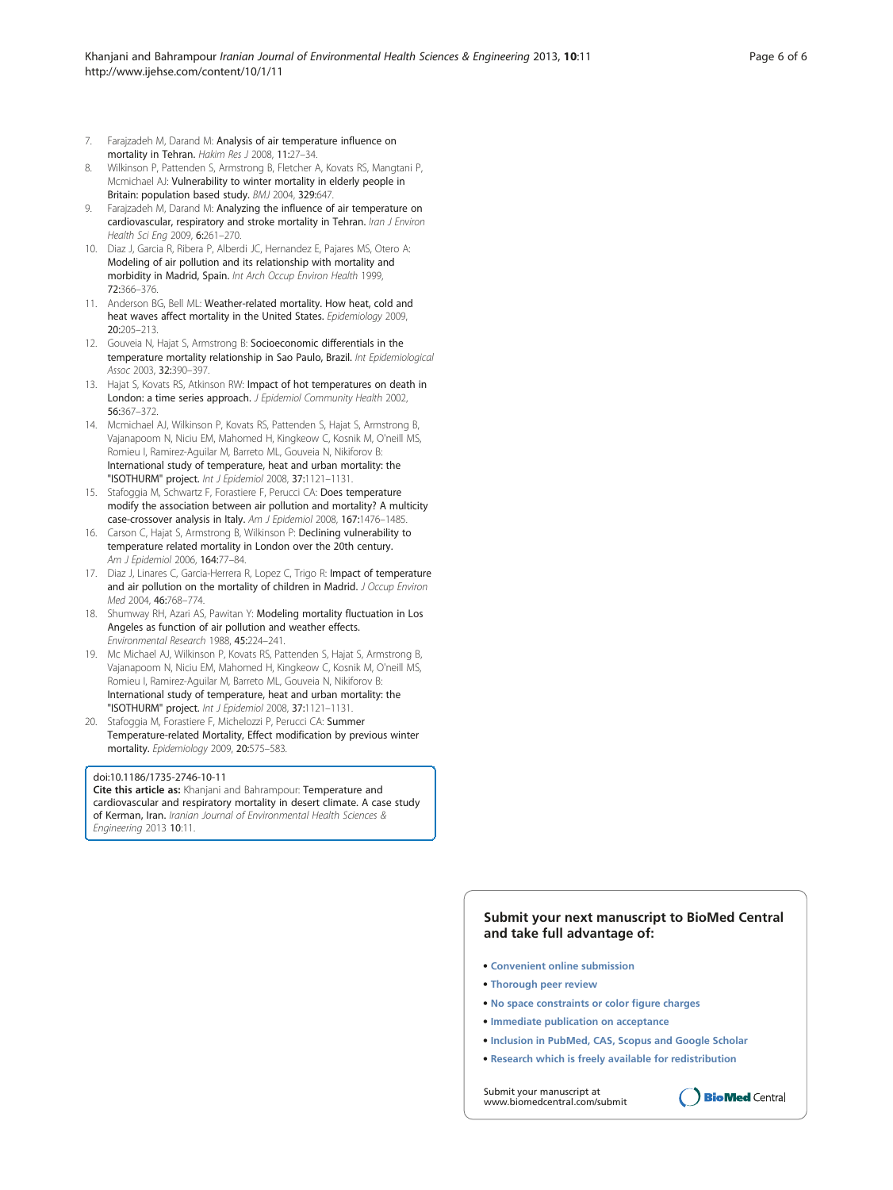7. Farajzadeh M, Darand M: **Analysis of air temperature influence on mortality in Tehran.** *Hakim Res J* 2008, **11:**27–34.
8. Wilkinson P, Pattenden S, Armstrong B, Fletcher A, Kovats RS, Mangtani P, Mcmichael AJ: **Vulnerability to winter mortality in elderly people in Britain: population based study.** *BMJ* 2004, **329:**647.
9. Farajzadeh M, Darand M: **Analyzing the influence of air temperature on cardiovascular, respiratory and stroke mortality in Tehran.** *Iran J Environ Health Sci Eng* 2009, **6:**261–270.
10. Diaz J, Garcia R, Ribera P, Alberdi JC, Hernandez E, Pajares MS, Otero A: **Modeling of air pollution and its relationship with mortality and morbidity in Madrid, Spain.** *Int Arch Occup Environ Health* 1999, **72:**366–376.
11. Anderson BG, Bell ML: **Weather-related mortality. How heat, cold and heat waves affect mortality in the United States.** *Epidemiology* 2009, **20:**205–213.
12. Gouveia N, Hajat S, Armstrong B: **Socioeconomic differentials in the temperature mortality relationship in Sao Paulo, Brazil.** *Int Epidemiological Assoc* 2003, **32:**390–397.
13. Hajat S, Kovats RS, Atkinson RW: **Impact of hot temperatures on death in London: a time series approach.** *J Epidemiol Community Health* 2002, **56:**367–372.
14. Mcmichael AJ, Wilkinson P, Kovats RS, Pattenden S, Hajat S, Armstrong B, Vajanapoom N, Niciu EM, Mahomed H, Kingkeow C, Kosnik M, O'neill MS, Romieu I, Ramirez-Aguilar M, Barreto ML, Gouveia N, Nikiforov B: **International study of temperature, heat and urban mortality: the "ISOTHURM" project.** *Int J Epidemiol* 2008, **37:**1121–1131.
15. Stafoggia M, Schwartz F, Forastiere F, Perucci CA: **Does temperature modify the association between air pollution and mortality? A multicity case-crossover analysis in Italy.** *Am J Epidemiol* 2008, **167:**1476–1485.
16. Carson C, Hajat S, Armstrong B, Wilkinson P: **Declining vulnerability to temperature related mortality in London over the 20th century.** *Am J Epidemiol* 2006, **164:**77–84.
17. Diaz J, Linares C, Garcia-Herrera R, Lopez C, Trigo R: **Impact of temperature and air pollution on the mortality of children in Madrid.** *J Occup Environ Med* 2004, **46:**768–774.
18. Shumway RH, Azari AS, Pawitan Y: **Modeling mortality fluctuation in Los Angeles as function of air pollution and weather effects.** *Environmental Research* 1988, **45:**224–241.
19. Mc Michael AJ, Wilkinson P, Kovats RS, Pattenden S, Hajat S, Armstrong B, Vajanapoom N, Niciu EM, Mahomed H, Kingkeow C, Kosnik M, O'neill MS, Romieu I, Ramirez-Aguilar M, Barreto ML, Gouveia N, Nikiforov B: **International study of temperature, heat and urban mortality: the "ISOTHURM" project.** *Int J Epidemiol* 2008, **37:**1121–1131.
20. Stafoggia M, Forastiere F, Michelozzi P, Perucci CA: **Summer Temperature-related Mortality, Effect modification by previous winter mortality.** *Epidemiology* 2009, **20:**575–583.

doi:10.1186/1735-2746-10-11

**Cite this article as:** Khanjani and Bahrampour: **Temperature and cardiovascular and respiratory mortality in desert climate. A case study of Kerman, Iran.** *Iranian Journal of Environmental Health Sciences & Engineering* 2013 **10**:11.

**Submit your next manuscript to BioMed Central and take full advantage of:**

- **Convenient online submission**
- **Thorough peer review**
- **No space constraints or color figure charges**
- **Immediate publication on acceptance**
- **Inclusion in PubMed, CAS, Scopus and Google Scholar**
- **Research which is freely available for redistribution**

Submit your manuscript at
www.biomedcentral.com/submit

BioMed Central